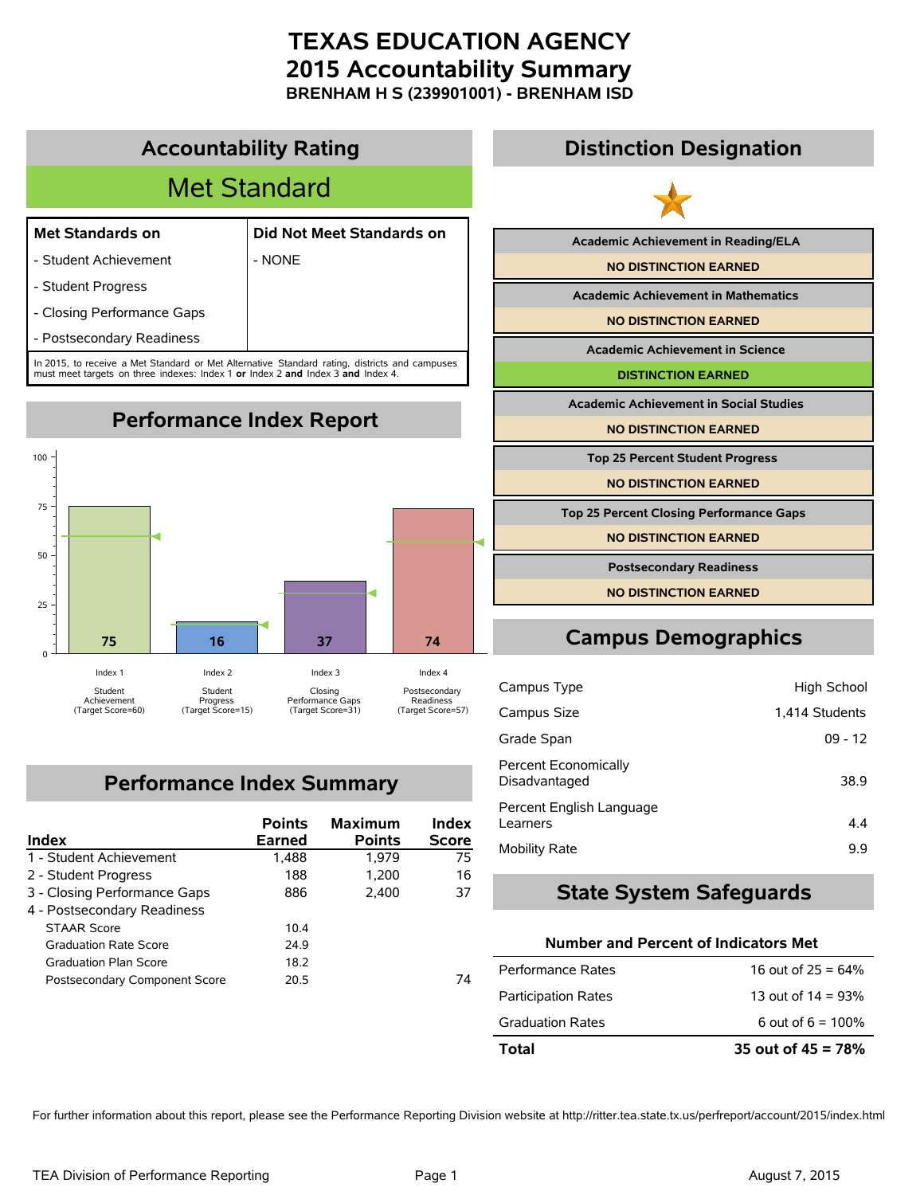# TEXAS EDUCATION AGENCY
# 2015 Accountability Summary
### BRENHAM H S (239901001) - BRENHAM ISD

## Accountability Rating

**Met Standard**

| Met Standards on | Did Not Meet Standards on |
|---|---|
| - Student Achievement | - NONE |
| - Student Progress | |
| - Closing Performance Gaps | |
| - Postsecondary Readiness | |

In 2015, to receive a Met Standard or Met Alternative Standard rating, districts and campuses must meet targets on three indexes: Index 1 **or** Index 2 **and** Index 3 **and** Index 4.

## Performance Index Report

| Index | Description | Score | Target Score |
|---|---|---|---|
| Index 1 | Student Achievement | 75 | 60 |
| Index 2 | Student Progress | 16 | 15 |
| Index 3 | Closing Performance Gaps | 37 | 31 |
| Index 4 | Postsecondary Readiness | 74 | 57 |

## Performance Index Summary

| Index | Points Earned | Maximum Points | Index Score |
|---|---|---|---|
| 1 - Student Achievement | 1,488 | 1,979 | 75 |
| 2 - Student Progress | 188 | 1,200 | 16 |
| 3 - Closing Performance Gaps | 886 | 2,400 | 37 |
| 4 - Postsecondary Readiness | | | |
| STAAR Score | 10.4 | | |
| Graduation Rate Score | 24.9 | | |
| Graduation Plan Score | 18.2 | | |
| Postsecondary Component Score | 20.5 | | 74 |

## Distinction Designation

| Distinction | Status |
|---|---|
| Academic Achievement in Reading/ELA | NO DISTINCTION EARNED |
| Academic Achievement in Mathematics | NO DISTINCTION EARNED |
| Academic Achievement in Science | DISTINCTION EARNED |
| Academic Achievement in Social Studies | NO DISTINCTION EARNED |
| Top 25 Percent Student Progress | NO DISTINCTION EARNED |
| Top 25 Percent Closing Performance Gaps | NO DISTINCTION EARNED |
| Postsecondary Readiness | NO DISTINCTION EARNED |

## Campus Demographics

| | |
|---|---|
| Campus Type | High School |
| Campus Size | 1,414 Students |
| Grade Span | 09 - 12 |
| Percent Economically Disadvantaged | 38.9 |
| Percent English Language Learners | 4.4 |
| Mobility Rate | 9.9 |

## State System Safeguards

| Number and Percent of Indicators Met | |
|---|---|
| Performance Rates | 16 out of 25 = 64% |
| Participation Rates | 13 out of 14 = 93% |
| Graduation Rates | 6 out of 6 = 100% |
| **Total** | **35 out of 45 = 78%** |

For further information about this report, please see the Performance Reporting Division website at http://ritter.tea.state.tx.us/perfreport/account/2015/index.html

TEA Division of Performance Reporting — August 7, 2015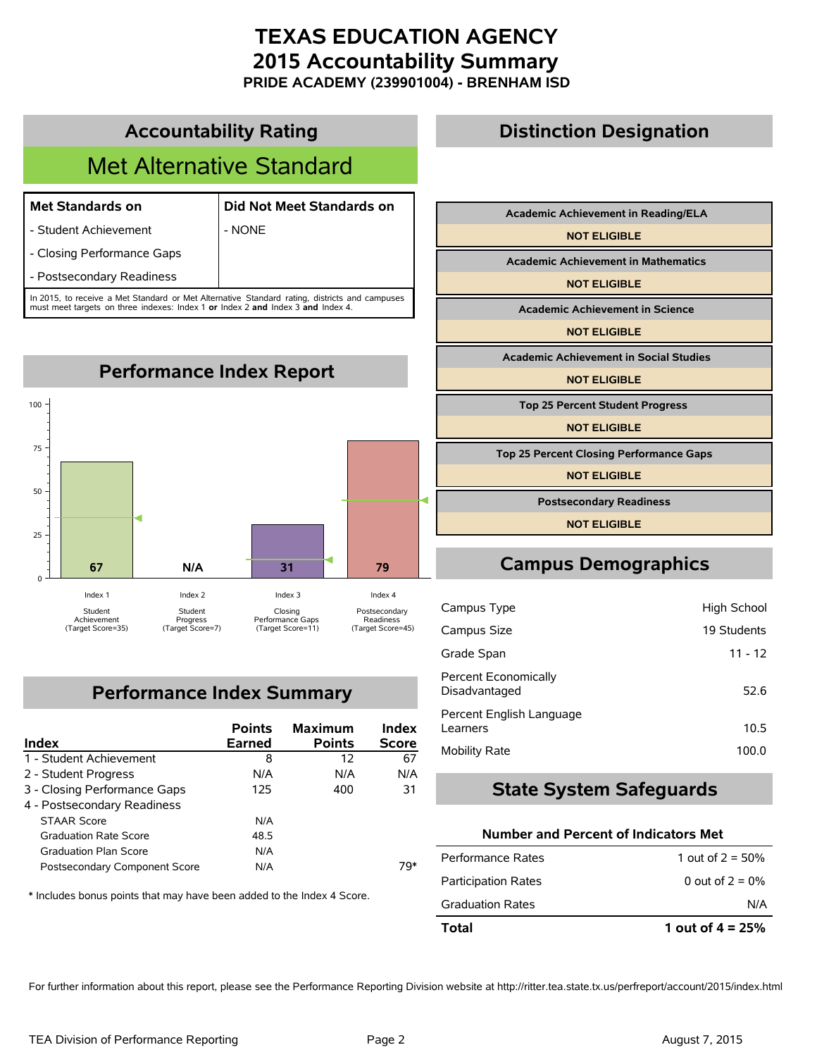# TEXAS EDUCATION AGENCY
# 2015 Accountability Summary
### PRIDE ACADEMY (239901004) - BRENHAM ISD

## Accountability Rating

**Met Alternative Standard**

| Met Standards on | Did Not Meet Standards on |
|---|---|
| - Student Achievement | - NONE |
| - Closing Performance Gaps | |
| - Postsecondary Readiness | |

In 2015, to receive a Met Standard or Met Alternative Standard rating, districts and campuses must meet targets on three indexes: Index 1 **or** Index 2 **and** Index 3 **and** Index 4.

## Performance Index Report

| Index | Score | Target Score |
|---|---|---|
| Index 1 - Student Achievement | 67 | 35 |
| Index 2 - Student Progress | N/A | 7 |
| Index 3 - Closing Performance Gaps | 31 | 11 |
| Index 4 - Postsecondary Readiness | 79 | 45 |

## Performance Index Summary

| Index | Points Earned | Maximum Points | Index Score |
|---|---|---|---|
| 1 - Student Achievement | 8 | 12 | 67 |
| 2 - Student Progress | N/A | N/A | N/A |
| 3 - Closing Performance Gaps | 125 | 400 | 31 |
| 4 - Postsecondary Readiness | | | |
| STAAR Score | N/A | | |
| Graduation Rate Score | 48.5 | | |
| Graduation Plan Score | N/A | | |
| Postsecondary Component Score | N/A | | 79* |

\* Includes bonus points that may have been added to the Index 4 Score.

## Distinction Designation

| Distinction | Status |
|---|---|
| Academic Achievement in Reading/ELA | NOT ELIGIBLE |
| Academic Achievement in Mathematics | NOT ELIGIBLE |
| Academic Achievement in Science | NOT ELIGIBLE |
| Academic Achievement in Social Studies | NOT ELIGIBLE |
| Top 25 Percent Student Progress | NOT ELIGIBLE |
| Top 25 Percent Closing Performance Gaps | NOT ELIGIBLE |
| Postsecondary Readiness | NOT ELIGIBLE |

## Campus Demographics

| | |
|---|---|
| Campus Type | High School |
| Campus Size | 19 Students |
| Grade Span | 11 - 12 |
| Percent Economically Disadvantaged | 52.6 |
| Percent English Language Learners | 10.5 |
| Mobility Rate | 100.0 |

## State System Safeguards

**Number and Percent of Indicators Met**

| | |
|---|---|
| Performance Rates | 1 out of 2 = 50% |
| Participation Rates | 0 out of 2 = 0% |
| Graduation Rates | N/A |
| **Total** | **1 out of 4 = 25%** |

For further information about this report, please see the Performance Reporting Division website at http://ritter.tea.state.tx.us/perfreport/account/2015/index.html

TEA Division of Performance Reporting | August 7, 2015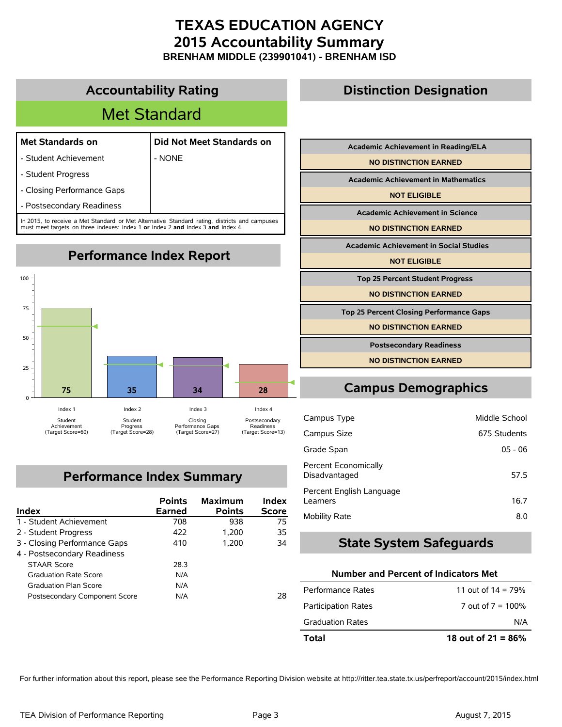# TEXAS EDUCATION AGENCY
# 2015 Accountability Summary
### BRENHAM MIDDLE (239901041) - BRENHAM ISD

## Accountability Rating

**Met Standard**

| Met Standards on | Did Not Meet Standards on |
|---|---|
| - Student Achievement | - NONE |
| - Student Progress | |
| - Closing Performance Gaps | |
| - Postsecondary Readiness | |

In 2015, to receive a Met Standard or Met Alternative Standard rating, districts and campuses must meet targets on three indexes: Index 1 **or** Index 2 **and** Index 3 **and** Index 4.

## Performance Index Report

| Index | Score | Target Score |
|---|---|---|
| Index 1 Student Achievement | 75 | 60 |
| Index 2 Student Progress | 35 | 28 |
| Index 3 Closing Performance Gaps | 34 | 27 |
| Index 4 Postsecondary Readiness | 28 | 13 |

## Performance Index Summary

| Index | Points Earned | Maximum Points | Index Score |
|---|---|---|---|
| 1 - Student Achievement | 708 | 938 | 75 |
| 2 - Student Progress | 422 | 1,200 | 35 |
| 3 - Closing Performance Gaps | 410 | 1,200 | 34 |
| 4 - Postsecondary Readiness | | | |
| STAAR Score | 28.3 | | |
| Graduation Rate Score | N/A | | |
| Graduation Plan Score | N/A | | |
| Postsecondary Component Score | N/A | | 28 |

## Distinction Designation

| Distinction | Status |
|---|---|
| Academic Achievement in Reading/ELA | NO DISTINCTION EARNED |
| Academic Achievement in Mathematics | NOT ELIGIBLE |
| Academic Achievement in Science | NO DISTINCTION EARNED |
| Academic Achievement in Social Studies | NOT ELIGIBLE |
| Top 25 Percent Student Progress | NO DISTINCTION EARNED |
| Top 25 Percent Closing Performance Gaps | NO DISTINCTION EARNED |
| Postsecondary Readiness | NO DISTINCTION EARNED |

## Campus Demographics

| | |
|---|---|
| Campus Type | Middle School |
| Campus Size | 675 Students |
| Grade Span | 05 - 06 |
| Percent Economically Disadvantaged | 57.5 |
| Percent English Language Learners | 16.7 |
| Mobility Rate | 8.0 |

## State System Safeguards

**Number and Percent of Indicators Met**

| | |
|---|---|
| Performance Rates | 11 out of 14 = 79% |
| Participation Rates | 7 out of 7 = 100% |
| Graduation Rates | N/A |
| **Total** | **18 out of 21 = 86%** |

For further information about this report, please see the Performance Reporting Division website at http://ritter.tea.state.tx.us/perfreport/account/2015/index.html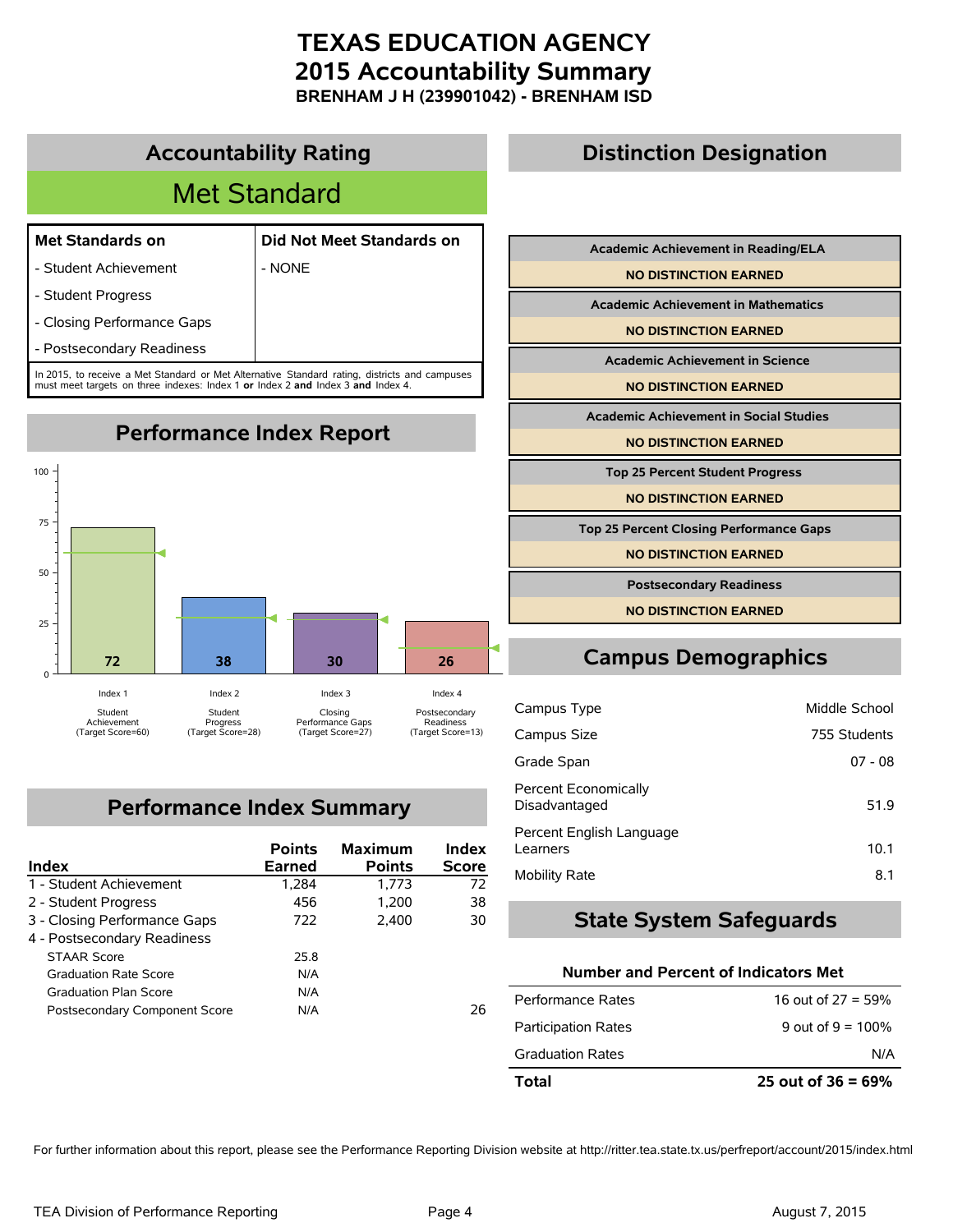# TEXAS EDUCATION AGENCY
# 2015 Accountability Summary
### BRENHAM J H (239901042) - BRENHAM ISD

## Accountability Rating

**Met Standard**

| Met Standards on | Did Not Meet Standards on |
|---|---|
| - Student Achievement | - NONE |
| - Student Progress | |
| - Closing Performance Gaps | |
| - Postsecondary Readiness | |

In 2015, to receive a Met Standard or Met Alternative Standard rating, districts and campuses must meet targets on three indexes: Index 1 **or** Index 2 **and** Index 3 **and** Index 4.

## Performance Index Report

| Index | Description | Score | Target Score |
|---|---|---|---|
| Index 1 | Student Achievement | 72 | 60 |
| Index 2 | Student Progress | 38 | 28 |
| Index 3 | Closing Performance Gaps | 30 | 27 |
| Index 4 | Postsecondary Readiness | 26 | 13 |

## Performance Index Summary

| Index | Points Earned | Maximum Points | Index Score |
|---|---|---|---|
| 1 - Student Achievement | 1,284 | 1,773 | 72 |
| 2 - Student Progress | 456 | 1,200 | 38 |
| 3 - Closing Performance Gaps | 722 | 2,400 | 30 |
| 4 - Postsecondary Readiness | | | |
| STAAR Score | 25.8 | | |
| Graduation Rate Score | N/A | | |
| Graduation Plan Score | N/A | | |
| Postsecondary Component Score | N/A | | 26 |

## Distinction Designation

| Distinction | Result |
|---|---|
| Academic Achievement in Reading/ELA | NO DISTINCTION EARNED |
| Academic Achievement in Mathematics | NO DISTINCTION EARNED |
| Academic Achievement in Science | NO DISTINCTION EARNED |
| Academic Achievement in Social Studies | NO DISTINCTION EARNED |
| Top 25 Percent Student Progress | NO DISTINCTION EARNED |
| Top 25 Percent Closing Performance Gaps | NO DISTINCTION EARNED |
| Postsecondary Readiness | NO DISTINCTION EARNED |

## Campus Demographics

| | |
|---|---|
| Campus Type | Middle School |
| Campus Size | 755 Students |
| Grade Span | 07 - 08 |
| Percent Economically Disadvantaged | 51.9 |
| Percent English Language Learners | 10.1 |
| Mobility Rate | 8.1 |

## State System Safeguards

| Number and Percent of Indicators Met | |
|---|---|
| Performance Rates | 16 out of 27 = 59% |
| Participation Rates | 9 out of 9 = 100% |
| Graduation Rates | N/A |
| **Total** | **25 out of 36 = 69%** |

For further information about this report, please see the Performance Reporting Division website at http://ritter.tea.state.tx.us/perfreport/account/2015/index.html

TEA Division of Performance Reporting | August 7, 2015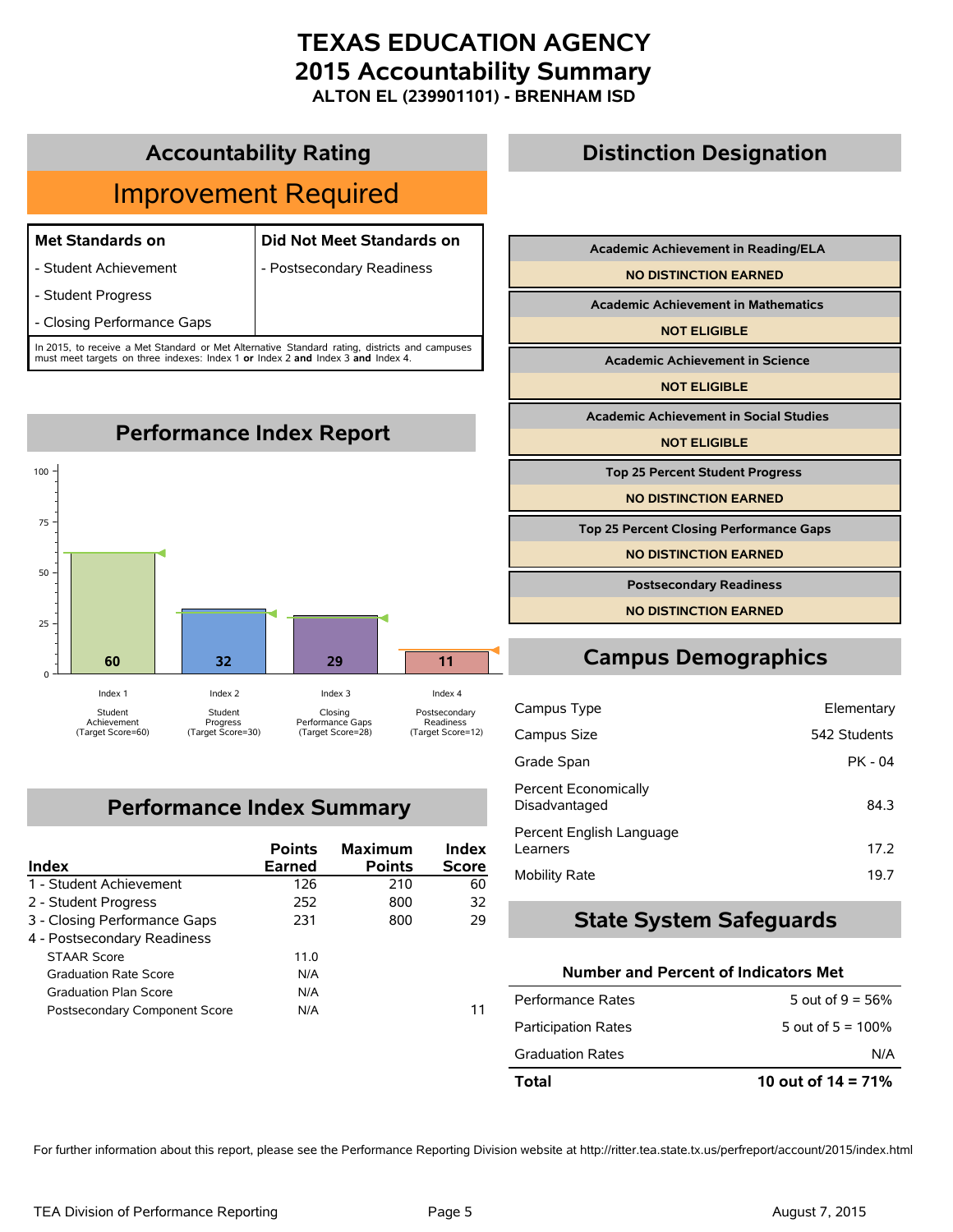# TEXAS EDUCATION AGENCY
# 2015 Accountability Summary
### ALTON EL (239901101) - BRENHAM ISD

## Accountability Rating

**Improvement Required**

| Met Standards on | Did Not Meet Standards on |
|---|---|
| - Student Achievement | - Postsecondary Readiness |
| - Student Progress | |
| - Closing Performance Gaps | |

In 2015, to receive a Met Standard or Met Alternative Standard rating, districts and campuses must meet targets on three indexes: Index 1 **or** Index 2 **and** Index 3 **and** Index 4.

## Performance Index Report

| Index | Score | Target Score |
|---|---|---|
| Index 1 Student Achievement | 60 | 60 |
| Index 2 Student Progress | 32 | 30 |
| Index 3 Closing Performance Gaps | 29 | 28 |
| Index 4 Postsecondary Readiness | 11 | 12 |

## Performance Index Summary

| Index | Points Earned | Maximum Points | Index Score |
|---|---|---|---|
| 1 - Student Achievement | 126 | 210 | 60 |
| 2 - Student Progress | 252 | 800 | 32 |
| 3 - Closing Performance Gaps | 231 | 800 | 29 |
| 4 - Postsecondary Readiness | | | |
| STAAR Score | 11.0 | | |
| Graduation Rate Score | N/A | | |
| Graduation Plan Score | N/A | | |
| Postsecondary Component Score | N/A | | 11 |

## Distinction Designation

| Distinction | Status |
|---|---|
| Academic Achievement in Reading/ELA | NO DISTINCTION EARNED |
| Academic Achievement in Mathematics | NOT ELIGIBLE |
| Academic Achievement in Science | NOT ELIGIBLE |
| Academic Achievement in Social Studies | NOT ELIGIBLE |
| Top 25 Percent Student Progress | NO DISTINCTION EARNED |
| Top 25 Percent Closing Performance Gaps | NO DISTINCTION EARNED |
| Postsecondary Readiness | NO DISTINCTION EARNED |

## Campus Demographics

| | |
|---|---|
| Campus Type | Elementary |
| Campus Size | 542 Students |
| Grade Span | PK - 04 |
| Percent Economically Disadvantaged | 84.3 |
| Percent English Language Learners | 17.2 |
| Mobility Rate | 19.7 |

## State System Safeguards

| Number and Percent of Indicators Met | |
|---|---|
| Performance Rates | 5 out of 9 = 56% |
| Participation Rates | 5 out of 5 = 100% |
| Graduation Rates | N/A |
| **Total** | **10 out of 14 = 71%** |

For further information about this report, please see the Performance Reporting Division website at http://ritter.tea.state.tx.us/perfreport/account/2015/index.html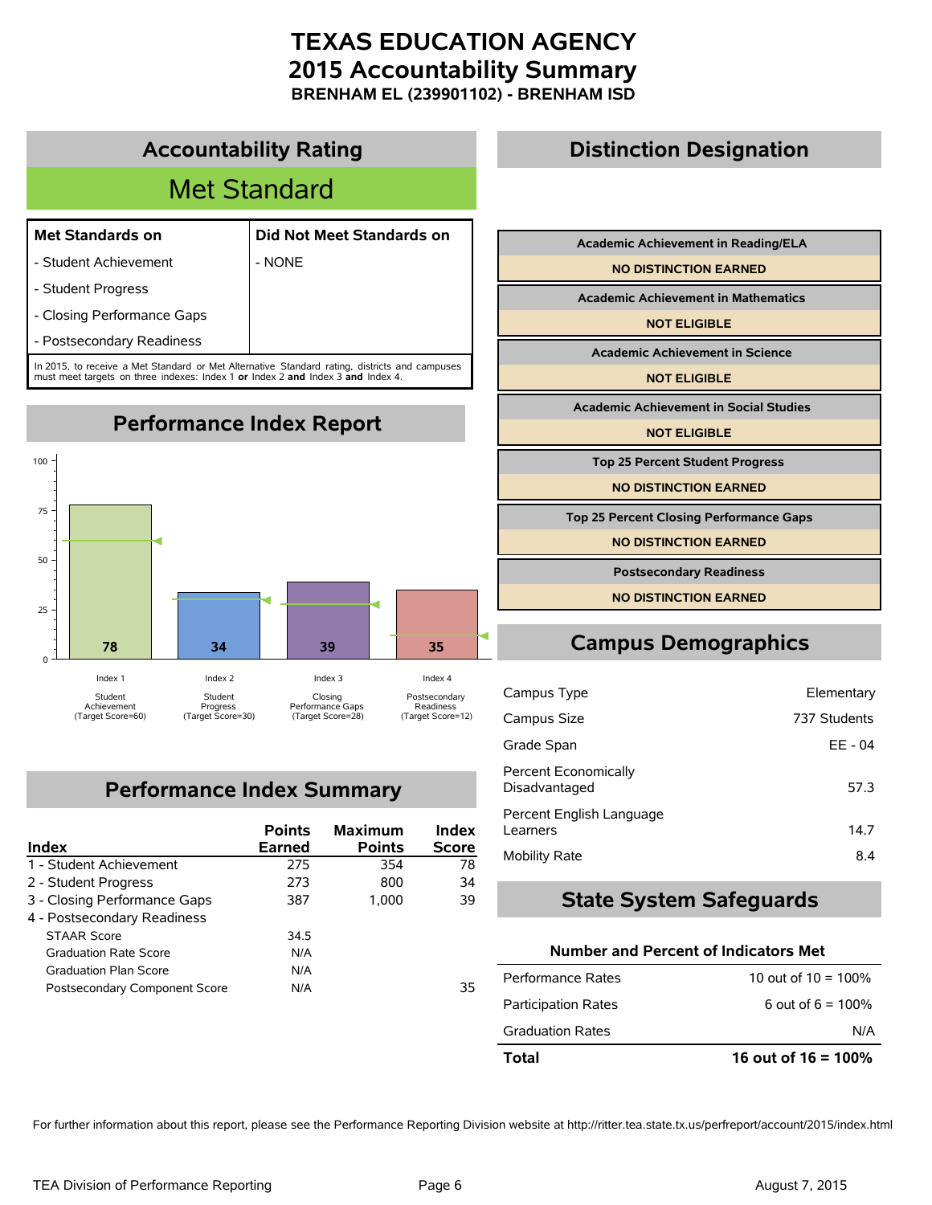# TEXAS EDUCATION AGENCY
# 2015 Accountability Summary
### BRENHAM EL (239901102) - BRENHAM ISD

## Accountability Rating

**Met Standard**

| Met Standards on | Did Not Meet Standards on |
|---|---|
| - Student Achievement | - NONE |
| - Student Progress | |
| - Closing Performance Gaps | |
| - Postsecondary Readiness | |

In 2015, to receive a Met Standard or Met Alternative Standard rating, districts and campuses must meet targets on three indexes: Index 1 **or** Index 2 **and** Index 3 **and** Index 4.

## Performance Index Report

| Index | Score | Target Score |
|---|---|---|
| Index 1 Student Achievement | 78 | 60 |
| Index 2 Student Progress | 34 | 30 |
| Index 3 Closing Performance Gaps | 39 | 28 |
| Index 4 Postsecondary Readiness | 35 | 12 |

## Performance Index Summary

| Index | Points Earned | Maximum Points | Index Score |
|---|---|---|---|
| 1 - Student Achievement | 275 | 354 | 78 |
| 2 - Student Progress | 273 | 800 | 34 |
| 3 - Closing Performance Gaps | 387 | 1,000 | 39 |
| 4 - Postsecondary Readiness | | | |
| STAAR Score | 34.5 | | |
| Graduation Rate Score | N/A | | |
| Graduation Plan Score | N/A | | |
| Postsecondary Component Score | N/A | | 35 |

## Distinction Designation

| Distinction | Status |
|---|---|
| Academic Achievement in Reading/ELA | NO DISTINCTION EARNED |
| Academic Achievement in Mathematics | NOT ELIGIBLE |
| Academic Achievement in Science | NOT ELIGIBLE |
| Academic Achievement in Social Studies | NOT ELIGIBLE |
| Top 25 Percent Student Progress | NO DISTINCTION EARNED |
| Top 25 Percent Closing Performance Gaps | NO DISTINCTION EARNED |
| Postsecondary Readiness | NO DISTINCTION EARNED |

## Campus Demographics

| | |
|---|---|
| Campus Type | Elementary |
| Campus Size | 737 Students |
| Grade Span | EE - 04 |
| Percent Economically Disadvantaged | 57.3 |
| Percent English Language Learners | 14.7 |
| Mobility Rate | 8.4 |

## State System Safeguards

| Number and Percent of Indicators Met | |
|---|---|
| Performance Rates | 10 out of 10 = 100% |
| Participation Rates | 6 out of 6 = 100% |
| Graduation Rates | N/A |
| **Total** | **16 out of 16 = 100%** |

For further information about this report, please see the Performance Reporting Division website at http://ritter.tea.state.tx.us/perfreport/account/2015/index.html

TEA Division of Performance Reporting | August 7, 2015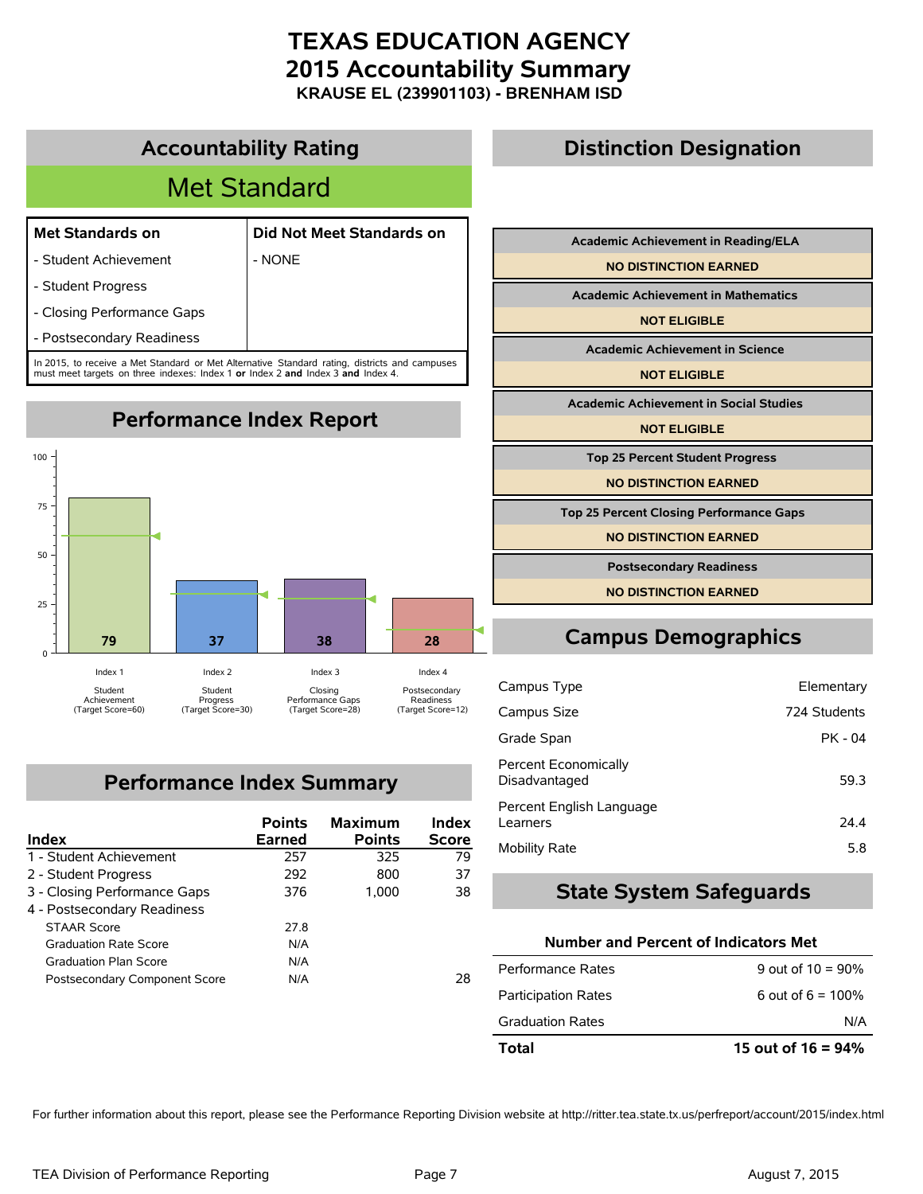# TEXAS EDUCATION AGENCY
# 2015 Accountability Summary
### KRAUSE EL (239901103) - BRENHAM ISD

## Accountability Rating

### Met Standard

| Met Standards on | Did Not Meet Standards on |
|---|---|
| - Student Achievement | - NONE |
| - Student Progress | |
| - Closing Performance Gaps | |
| - Postsecondary Readiness | |

In 2015, to receive a Met Standard or Met Alternative Standard rating, districts and campuses must meet targets on three indexes: Index 1 **or** Index 2 **and** Index 3 **and** Index 4.

## Performance Index Report

100
75
50
25
0

79
37
38
28

Index 1
Student Achievement
(Target Score=60)

Index 2
Student Progress
(Target Score=30)

Index 3
Closing Performance Gaps
(Target Score=28)

Index 4
Postsecondary Readiness
(Target Score=12)

## Performance Index Summary

| Index | Points Earned | Maximum Points | Index Score |
|---|---|---|---|
| 1 - Student Achievement | 257 | 325 | 79 |
| 2 - Student Progress | 292 | 800 | 37 |
| 3 - Closing Performance Gaps | 376 | 1,000 | 38 |
| 4 - Postsecondary Readiness | | | |
| STAAR Score | 27.8 | | |
| Graduation Rate Score | N/A | | |
| Graduation Plan Score | N/A | | |
| Postsecondary Component Score | N/A | | 28 |

## Distinction Designation

| Distinction | Status |
|---|---|
| Academic Achievement in Reading/ELA | NO DISTINCTION EARNED |
| Academic Achievement in Mathematics | NOT ELIGIBLE |
| Academic Achievement in Science | NOT ELIGIBLE |
| Academic Achievement in Social Studies | NOT ELIGIBLE |
| Top 25 Percent Student Progress | NO DISTINCTION EARNED |
| Top 25 Percent Closing Performance Gaps | NO DISTINCTION EARNED |
| Postsecondary Readiness | NO DISTINCTION EARNED |

## Campus Demographics

| | |
|---|---|
| Campus Type | Elementary |
| Campus Size | 724 Students |
| Grade Span | PK - 04 |
| Percent Economically Disadvantaged | 59.3 |
| Percent English Language Learners | 24.4 |
| Mobility Rate | 5.8 |

## State System Safeguards

| Number and Percent of Indicators Met | |
|---|---|
| Performance Rates | 9 out of 10 = 90% |
| Participation Rates | 6 out of 6 = 100% |
| Graduation Rates | N/A |
| **Total** | **15 out of 16 = 94%** |

For further information about this report, please see the Performance Reporting Division website at http://ritter.tea.state.tx.us/perfreport/account/2015/index.html

TEA Division of Performance Reporting August 7, 2015